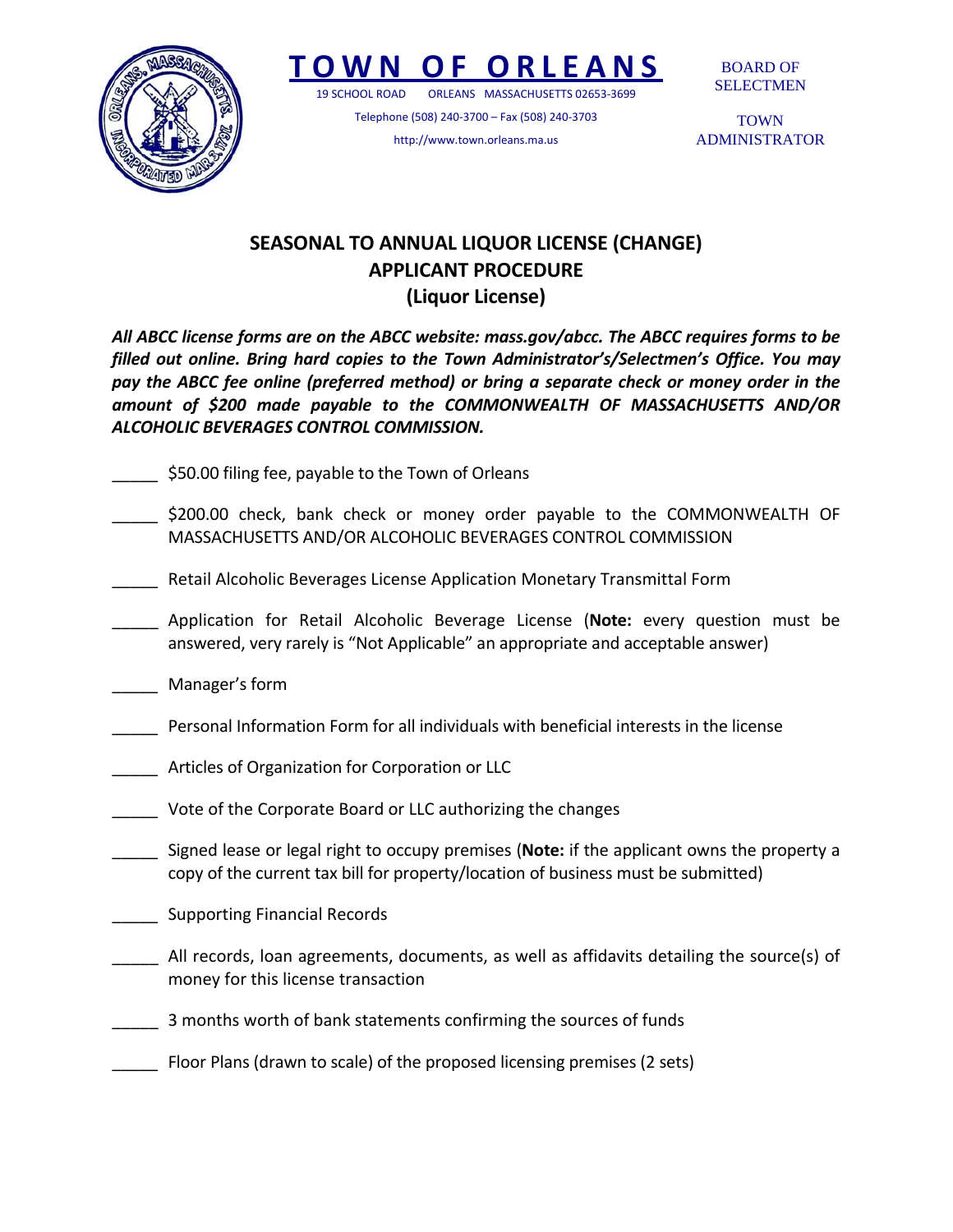# TOWN OF ORLEANS

19 SCHOOL ROAD ORLEANS MASSACHUSETTS 02653-3699

Telephone (508) 240-3700 – Fax (508) 240-3703

http://www.town.orleans.ma.us

BOARD OF SELECTMEN

TOWN ADMINISTRATOR

## SEASONAL TO ANNUAL LIQUOR LICENSE (CHANGE)
## APPLICANT PROCEDURE
## (Liquor License)

***All ABCC license forms are on the ABCC website: mass.gov/abcc. The ABCC requires forms to be filled out online. Bring hard copies to the Town Administrator's/Selectmen's Office. You may pay the ABCC fee online (preferred method) or bring a separate check or money order in the amount of $200 made payable to the COMMONWEALTH OF MASSACHUSETTS AND/OR ALCOHOLIC BEVERAGES CONTROL COMMISSION.***

_____ $50.00 filing fee, payable to the Town of Orleans

_____ $200.00 check, bank check or money order payable to the COMMONWEALTH OF MASSACHUSETTS AND/OR ALCOHOLIC BEVERAGES CONTROL COMMISSION

_____ Retail Alcoholic Beverages License Application Monetary Transmittal Form

_____ Application for Retail Alcoholic Beverage License (**Note:** every question must be answered, very rarely is "Not Applicable" an appropriate and acceptable answer)

_____ Manager's form

_____ Personal Information Form for all individuals with beneficial interests in the license

_____ Articles of Organization for Corporation or LLC

_____ Vote of the Corporate Board or LLC authorizing the changes

_____ Signed lease or legal right to occupy premises (**Note:** if the applicant owns the property a copy of the current tax bill for property/location of business must be submitted)

_____ Supporting Financial Records

_____ All records, loan agreements, documents, as well as affidavits detailing the source(s) of money for this license transaction

_____ 3 months worth of bank statements confirming the sources of funds

_____ Floor Plans (drawn to scale) of the proposed licensing premises (2 sets)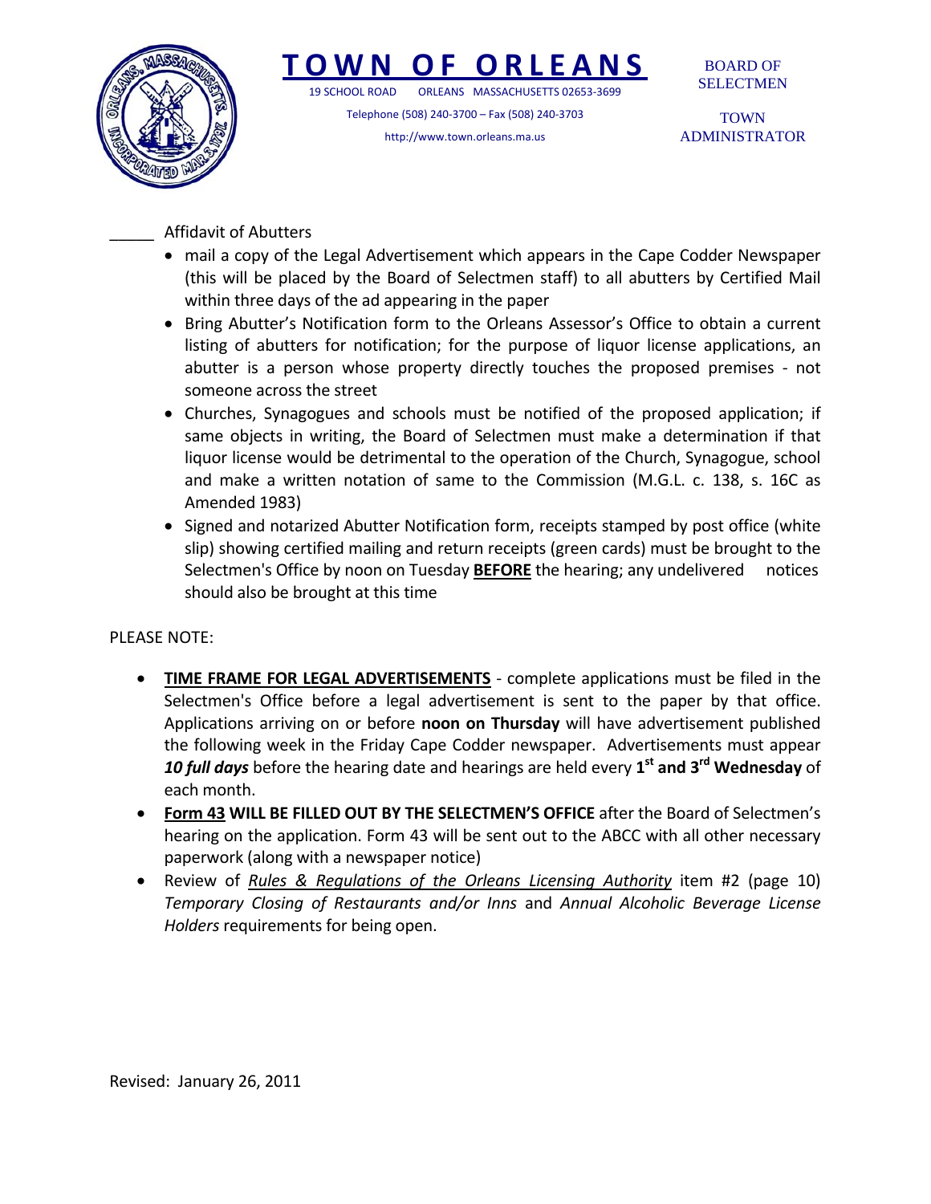# TOWN OF ORLEANS

19 SCHOOL ROAD ORLEANS MASSACHUSETTS 02653-3699

Telephone (508) 240-3700 – Fax (508) 240-3703

http://www.town.orleans.ma.us

BOARD OF SELECTMEN

TOWN ADMINISTRATOR

_____ Affidavit of Abutters

- mail a copy of the Legal Advertisement which appears in the Cape Codder Newspaper (this will be placed by the Board of Selectmen staff) to all abutters by Certified Mail within three days of the ad appearing in the paper
- Bring Abutter's Notification form to the Orleans Assessor's Office to obtain a current listing of abutters for notification; for the purpose of liquor license applications, an abutter is a person whose property directly touches the proposed premises - not someone across the street
- Churches, Synagogues and schools must be notified of the proposed application; if same objects in writing, the Board of Selectmen must make a determination if that liquor license would be detrimental to the operation of the Church, Synagogue, school and make a written notation of same to the Commission (M.G.L. c. 138, s. 16C as Amended 1983)
- Signed and notarized Abutter Notification form, receipts stamped by post office (white slip) showing certified mailing and return receipts (green cards) must be brought to the Selectmen's Office by noon on Tuesday <u>**BEFORE**</u> the hearing; any undelivered notices should also be brought at this time

PLEASE NOTE:

- <u>**TIME FRAME FOR LEGAL ADVERTISEMENTS**</u> - complete applications must be filed in the Selectmen's Office before a legal advertisement is sent to the paper by that office. Applications arriving on or before **noon on Thursday** will have advertisement published the following week in the Friday Cape Codder newspaper. Advertisements must appear ***10 full days*** before the hearing date and hearings are held every **1st and 3rd Wednesday** of each month.
- <u>**Form 43**</u> **WILL BE FILLED OUT BY THE SELECTMEN'S OFFICE** after the Board of Selectmen's hearing on the application. Form 43 will be sent out to the ABCC with all other necessary paperwork (along with a newspaper notice)
- Review of <u>*Rules & Regulations of the Orleans Licensing Authority*</u> item #2 (page 10) *Temporary Closing of Restaurants and/or Inns* and *Annual Alcoholic Beverage License Holders* requirements for being open.

Revised: January 26, 2011